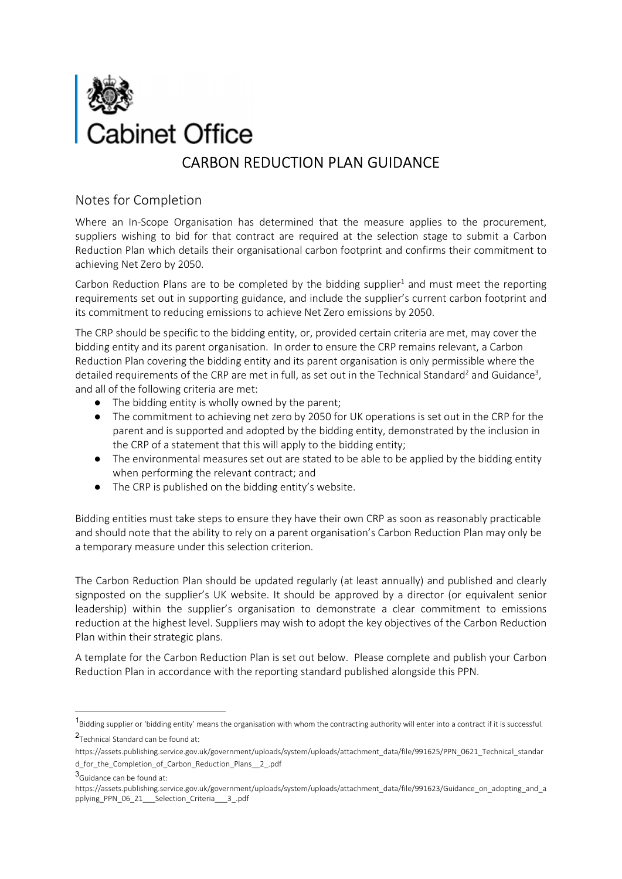Cabinet Office

# CARBON REDUCTION PLAN GUIDANCE

## Notes for Completion

Where an In-Scope Organisation has determined that the measure applies to the procurement, suppliers wishing to bid for that contract are required at the selection stage to submit a Carbon Reduction Plan which details their organisational carbon footprint and confirms their commitment to achieving Net Zero by 2050.

Carbon Reduction Plans are to be completed by the bidding supplier[1] and must meet the reporting requirements set out in supporting guidance, and include the supplier's current carbon footprint and its commitment to reducing emissions to achieve Net Zero emissions by 2050.

The CRP should be specific to the bidding entity, or, provided certain criteria are met, may cover the bidding entity and its parent organisation. In order to ensure the CRP remains relevant, a Carbon Reduction Plan covering the bidding entity and its parent organisation is only permissible where the detailed requirements of the CRP are met in full, as set out in the Technical Standard[2] and Guidance[3], and all of the following criteria are met:

- The bidding entity is wholly owned by the parent;
- The commitment to achieving net zero by 2050 for UK operations is set out in the CRP for the parent and is supported and adopted by the bidding entity, demonstrated by the inclusion in the CRP of a statement that this will apply to the bidding entity;
- The environmental measures set out are stated to be able to be applied by the bidding entity when performing the relevant contract; and
- The CRP is published on the bidding entity's website.

Bidding entities must take steps to ensure they have their own CRP as soon as reasonably practicable and should note that the ability to rely on a parent organisation's Carbon Reduction Plan may only be a temporary measure under this selection criterion.

The Carbon Reduction Plan should be updated regularly (at least annually) and published and clearly signposted on the supplier's UK website. It should be approved by a director (or equivalent senior leadership) within the supplier's organisation to demonstrate a clear commitment to emissions reduction at the highest level. Suppliers may wish to adopt the key objectives of the Carbon Reduction Plan within their strategic plans.

A template for the Carbon Reduction Plan is set out below. Please complete and publish your Carbon Reduction Plan in accordance with the reporting standard published alongside this PPN.

---

[1] Bidding supplier or 'bidding entity' means the organisation with whom the contracting authority will enter into a contract if it is successful.

[2] Technical Standard can be found at: https://assets.publishing.service.gov.uk/government/uploads/system/uploads/attachment_data/file/991625/PPN_0621_Technical_standard_for_the_Completion_of_Carbon_Reduction_Plans__2_.pdf

[3] Guidance can be found at: https://assets.publishing.service.gov.uk/government/uploads/system/uploads/attachment_data/file/991623/Guidance_on_adopting_and_applying_PPN_06_21___Selection_Criteria___3_.pdf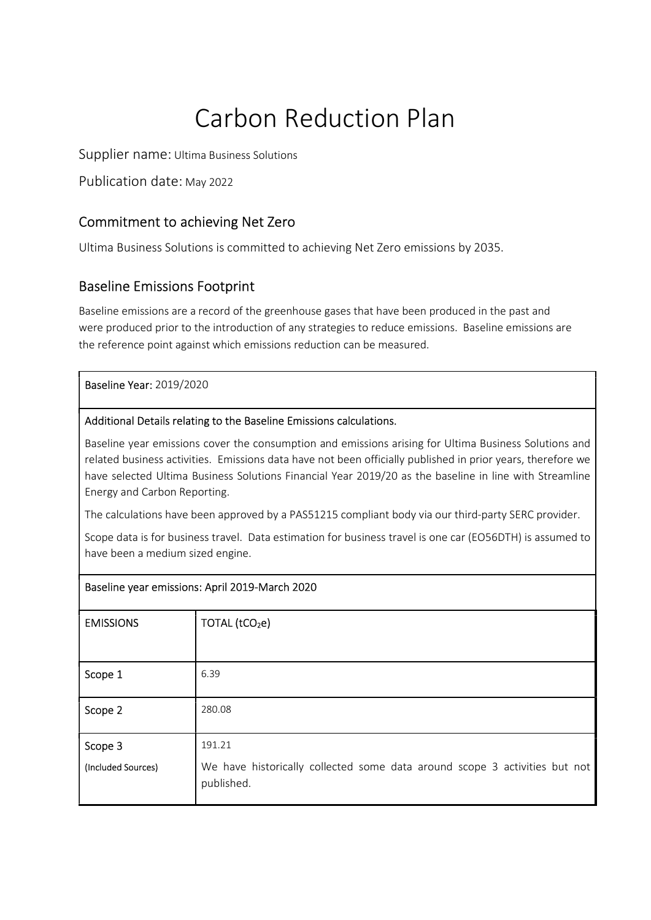# Carbon Reduction Plan

Supplier name: Ultima Business Solutions

Publication date: May 2022

## Commitment to achieving Net Zero

Ultima Business Solutions is committed to achieving Net Zero emissions by 2035.

## Baseline Emissions Footprint

Baseline emissions are a record of the greenhouse gases that have been produced in the past and were produced prior to the introduction of any strategies to reduce emissions. Baseline emissions are the reference point against which emissions reduction can be measured.

**Baseline Year:** 2019/2020

**Additional Details relating to the Baseline Emissions calculations.**

Baseline year emissions cover the consumption and emissions arising for Ultima Business Solutions and related business activities. Emissions data have not been officially published in prior years, therefore we have selected Ultima Business Solutions Financial Year 2019/20 as the baseline in line with Streamline Energy and Carbon Reporting.

The calculations have been approved by a PAS51215 compliant body via our third-party SERC provider.

Scope data is for business travel. Data estimation for business travel is one car (EO56DTH) is assumed to have been a medium sized engine.

**Baseline year emissions: April 2019-March 2020**

| EMISSIONS | TOTAL ($tCO_2e$) |
| --- | --- |
| Scope 1 | 6.39 |
| Scope 2 | 280.08 |
| Scope 3 (Included Sources) | 191.21<br>We have historically collected some data around scope 3 activities but not published. |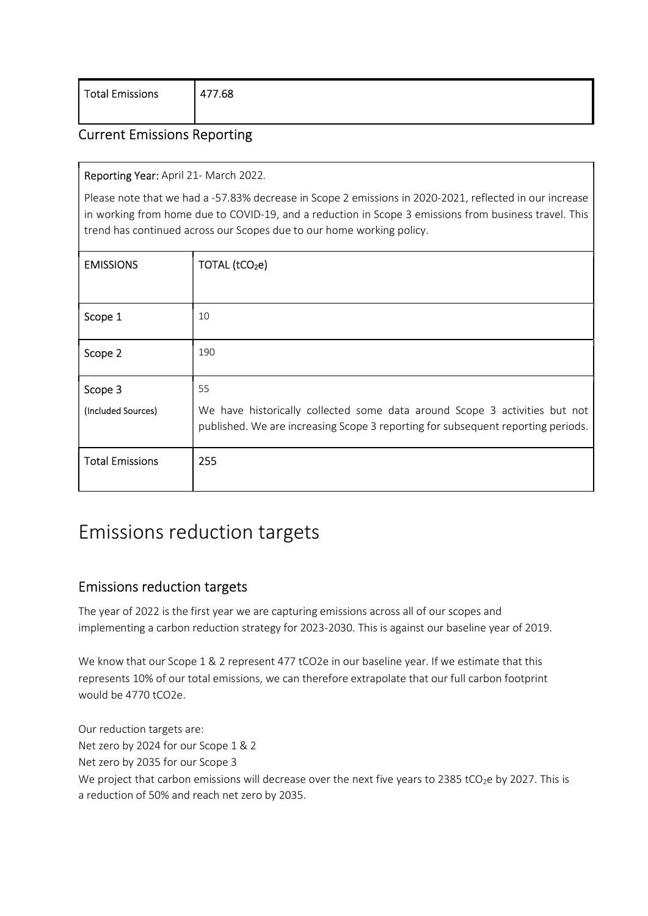| Total Emissions | 477.68 |
|---|---|

## Current Emissions Reporting

**Reporting Year:** April 21- March 2022.

Please note that we had a -57.83% decrease in Scope 2 emissions in 2020-2021, reflected in our increase in working from home due to COVID-19, and a reduction in Scope 3 emissions from business travel. This trend has continued across our Scopes due to our home working policy.

| EMISSIONS | TOTAL ($tCO_2e$) |
|---|---|
| Scope 1 | 10 |
| Scope 2 | 190 |
| Scope 3 (Included Sources) | 55<br>We have historically collected some data around Scope 3 activities but not published. We are increasing Scope 3 reporting for subsequent reporting periods. |
| Total Emissions | 255 |

# Emissions reduction targets

## Emissions reduction targets

The year of 2022 is the first year we are capturing emissions across all of our scopes and implementing a carbon reduction strategy for 2023-2030. This is against our baseline year of 2019.

We know that our Scope 1 & 2 represent 477 tCO2e in our baseline year. If we estimate that this represents 10% of our total emissions, we can therefore extrapolate that our full carbon footprint would be 4770 tCO2e.

Our reduction targets are:
Net zero by 2024 for our Scope 1 & 2
Net zero by 2035 for our Scope 3
We project that carbon emissions will decrease over the next five years to 2385 $tCO_2e$ by 2027. This is a reduction of 50% and reach net zero by 2035.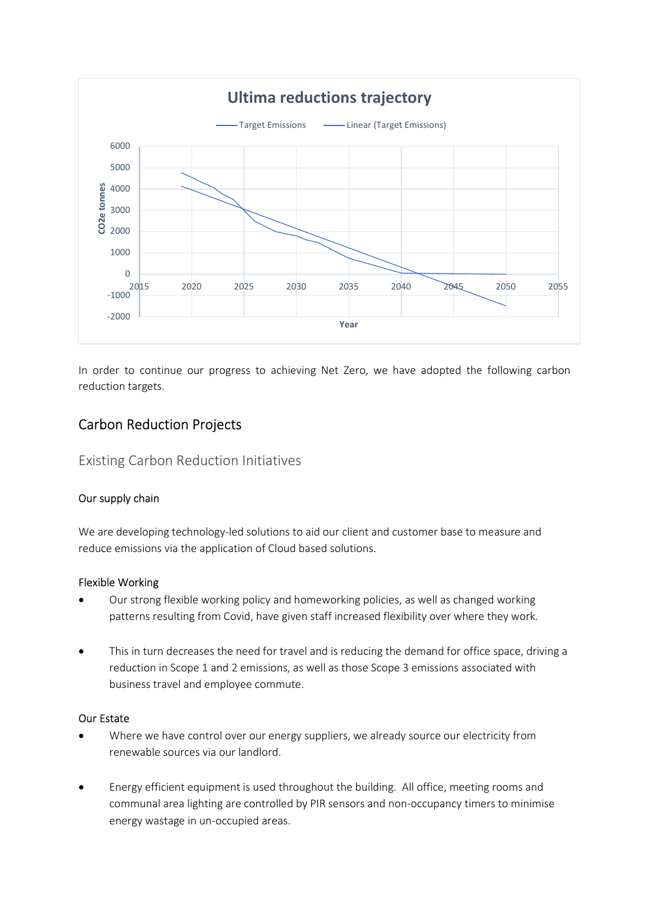In order to continue our progress to achieving Net Zero, we have adopted the following carbon reduction targets.

## Carbon Reduction Projects

### Existing Carbon Reduction Initiatives

#### Our supply chain

We are developing technology-led solutions to aid our client and customer base to measure and reduce emissions via the application of Cloud based solutions.

#### Flexible Working

- Our strong flexible working policy and homeworking policies, as well as changed working patterns resulting from Covid, have given staff increased flexibility over where they work.
- This in turn decreases the need for travel and is reducing the demand for office space, driving a reduction in Scope 1 and 2 emissions, as well as those Scope 3 emissions associated with business travel and employee commute.

#### Our Estate

- Where we have control over our energy suppliers, we already source our electricity from renewable sources via our landlord.
- Energy efficient equipment is used throughout the building. All office, meeting rooms and communal area lighting are controlled by PIR sensors and non-occupancy timers to minimise energy wastage in un-occupied areas.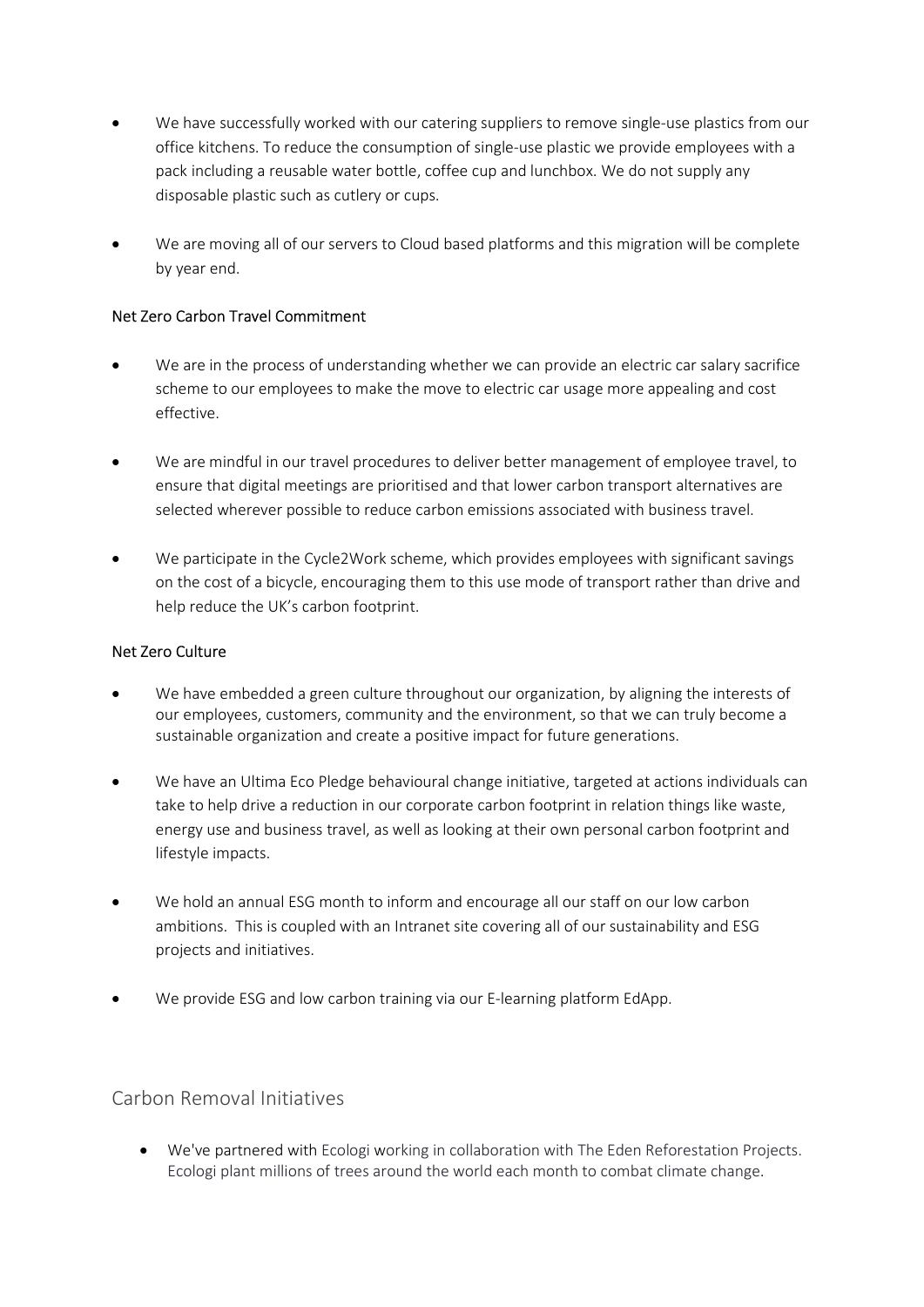- We have successfully worked with our catering suppliers to remove single-use plastics from our office kitchens. To reduce the consumption of single-use plastic we provide employees with a pack including a reusable water bottle, coffee cup and lunchbox. We do not supply any disposable plastic such as cutlery or cups.

- We are moving all of our servers to Cloud based platforms and this migration will be complete by year end.

### Net Zero Carbon Travel Commitment

- We are in the process of understanding whether we can provide an electric car salary sacrifice scheme to our employees to make the move to electric car usage more appealing and cost effective.

- We are mindful in our travel procedures to deliver better management of employee travel, to ensure that digital meetings are prioritised and that lower carbon transport alternatives are selected wherever possible to reduce carbon emissions associated with business travel.

- We participate in the Cycle2Work scheme, which provides employees with significant savings on the cost of a bicycle, encouraging them to this use mode of transport rather than drive and help reduce the UK's carbon footprint.

### Net Zero Culture

- We have embedded a green culture throughout our organization, by aligning the interests of our employees, customers, community and the environment, so that we can truly become a sustainable organization and create a positive impact for future generations.

- We have an Ultima Eco Pledge behavioural change initiative, targeted at actions individuals can take to help drive a reduction in our corporate carbon footprint in relation things like waste, energy use and business travel, as well as looking at their own personal carbon footprint and lifestyle impacts.

- We hold an annual ESG month to inform and encourage all our staff on our low carbon ambitions. This is coupled with an Intranet site covering all of our sustainability and ESG projects and initiatives.

- We provide ESG and low carbon training via our E-learning platform EdApp.

## Carbon Removal Initiatives

- We've partnered with Ecologi working in collaboration with The Eden Reforestation Projects. Ecologi plant millions of trees around the world each month to combat climate change.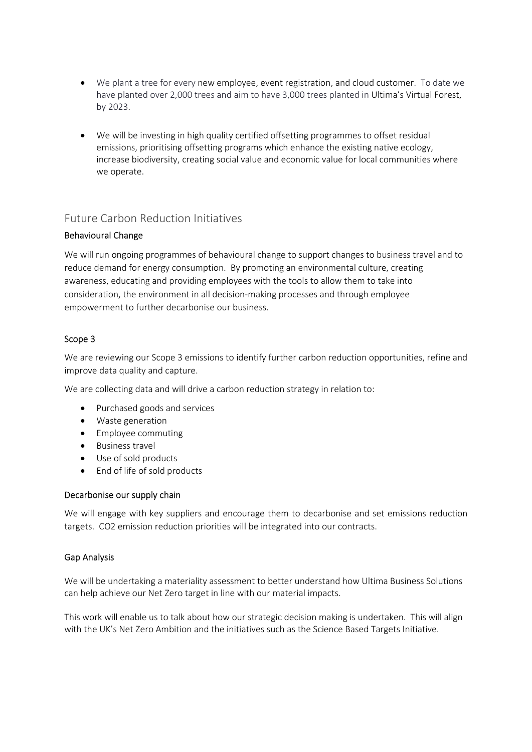- We plant a tree for every new employee, event registration, and cloud customer. To date we have planted over 2,000 trees and aim to have 3,000 trees planted in Ultima's Virtual Forest, by 2023.

- We will be investing in high quality certified offsetting programmes to offset residual emissions, prioritising offsetting programs which enhance the existing native ecology, increase biodiversity, creating social value and economic value for local communities where we operate.

## Future Carbon Reduction Initiatives

### Behavioural Change

We will run ongoing programmes of behavioural change to support changes to business travel and to reduce demand for energy consumption. By promoting an environmental culture, creating awareness, educating and providing employees with the tools to allow them to take into consideration, the environment in all decision-making processes and through employee empowerment to further decarbonise our business.

### Scope 3

We are reviewing our Scope 3 emissions to identify further carbon reduction opportunities, refine and improve data quality and capture.

We are collecting data and will drive a carbon reduction strategy in relation to:

- Purchased goods and services
- Waste generation
- Employee commuting
- Business travel
- Use of sold products
- End of life of sold products

### Decarbonise our supply chain

We will engage with key suppliers and encourage them to decarbonise and set emissions reduction targets. $CO_2$ emission reduction priorities will be integrated into our contracts.

### Gap Analysis

We will be undertaking a materiality assessment to better understand how Ultima Business Solutions can help achieve our Net Zero target in line with our material impacts.

This work will enable us to talk about how our strategic decision making is undertaken. This will align with the UK's Net Zero Ambition and the initiatives such as the Science Based Targets Initiative.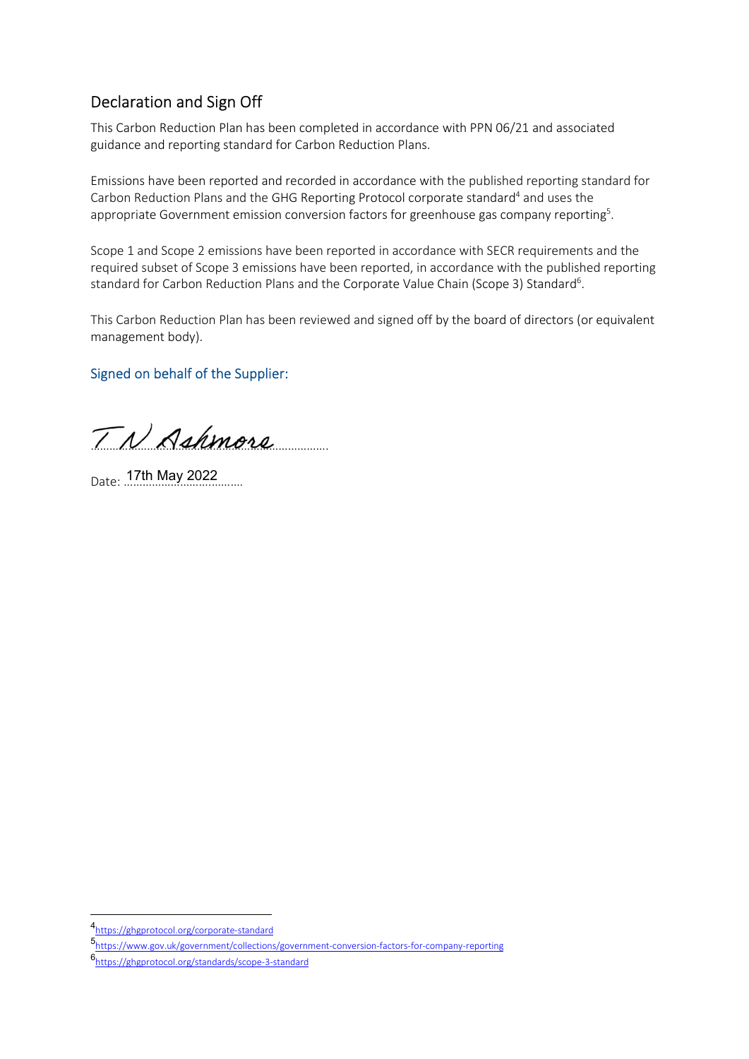## Declaration and Sign Off

This Carbon Reduction Plan has been completed in accordance with PPN 06/21 and associated guidance and reporting standard for Carbon Reduction Plans.

Emissions have been reported and recorded in accordance with the published reporting standard for Carbon Reduction Plans and the GHG Reporting Protocol corporate standard[4] and uses the appropriate Government emission conversion factors for greenhouse gas company reporting[5].

Scope 1 and Scope 2 emissions have been reported in accordance with SECR requirements and the required subset of Scope 3 emissions have been reported, in accordance with the published reporting standard for Carbon Reduction Plans and the Corporate Value Chain (Scope 3) Standard[6].

This Carbon Reduction Plan has been reviewed and signed off by the board of directors (or equivalent management body).

Signed on behalf of the Supplier:

T N Ashmore

Date: 17th May 2022

---

[4] https://ghgprotocol.org/corporate-standard

[5] https://www.gov.uk/government/collections/government-conversion-factors-for-company-reporting

[6] https://ghgprotocol.org/standards/scope-3-standard